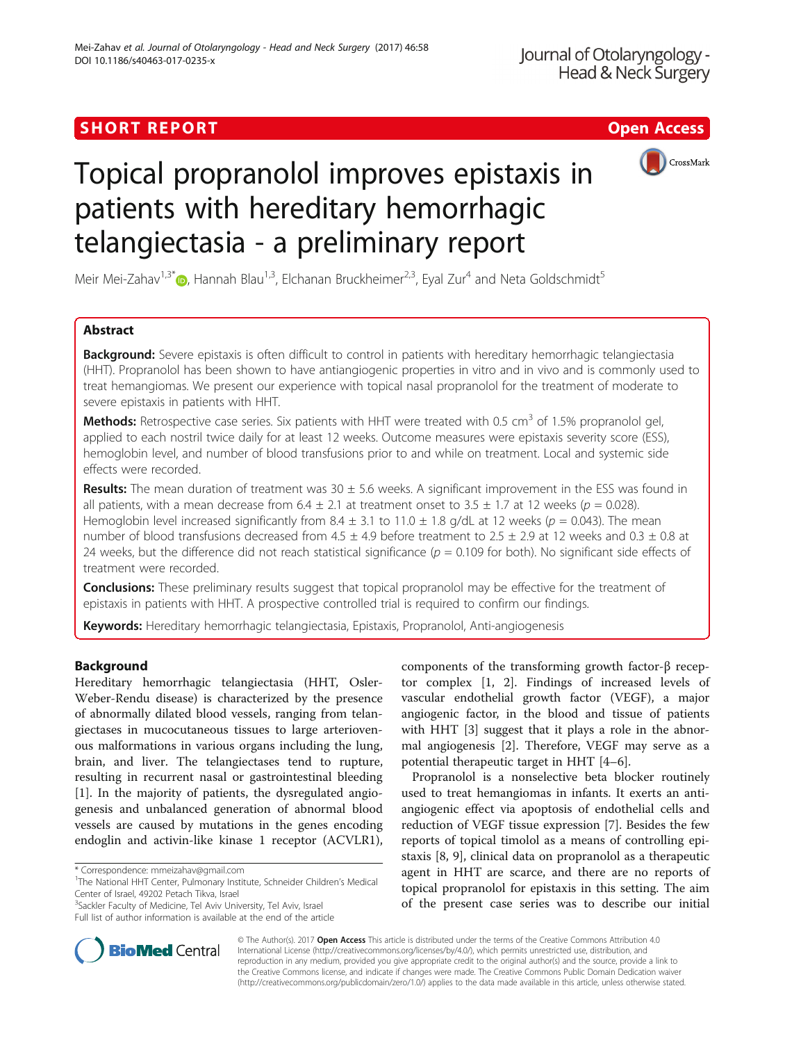SHORT REPORT

Open Access

# Topical propranolol improves epistaxis in patients with hereditary hemorrhagic telangiectasia - a preliminary report

Meir Mei-Zahav[1,3*], Hannah Blau[1,3], Elchanan Bruckheimer[2,3], Eyal Zur[4] and Neta Goldschmidt[5]

## Abstract

**Background:** Severe epistaxis is often difficult to control in patients with hereditary hemorrhagic telangiectasia (HHT). Propranolol has been shown to have antiangiogenic properties in vitro and in vivo and is commonly used to treat hemangiomas. We present our experience with topical nasal propranolol for the treatment of moderate to severe epistaxis in patients with HHT.

**Methods:** Retrospective case series. Six patients with HHT were treated with 0.5 $cm^3$ of 1.5% propranolol gel, applied to each nostril twice daily for at least 12 weeks. Outcome measures were epistaxis severity score (ESS), hemoglobin level, and number of blood transfusions prior to and while on treatment. Local and systemic side effects were recorded.

**Results:** The mean duration of treatment was 30 ± 5.6 weeks. A significant improvement in the ESS was found in all patients, with a mean decrease from 6.4 ± 2.1 at treatment onset to 3.5 ± 1.7 at 12 weeks ($p = 0.028$). Hemoglobin level increased significantly from 8.4 ± 3.1 to 11.0 ± 1.8 g/dL at 12 weeks ($p = 0.043$). The mean number of blood transfusions decreased from 4.5 ± 4.9 before treatment to 2.5 ± 2.9 at 12 weeks and 0.3 ± 0.8 at 24 weeks, but the difference did not reach statistical significance ($p = 0.109$ for both). No significant side effects of treatment were recorded.

**Conclusions:** These preliminary results suggest that topical propranolol may be effective for the treatment of epistaxis in patients with HHT. A prospective controlled trial is required to confirm our findings.

**Keywords:** Hereditary hemorrhagic telangiectasia, Epistaxis, Propranolol, Anti-angiogenesis

## Background

Hereditary hemorrhagic telangiectasia (HHT, Osler-Weber-Rendu disease) is characterized by the presence of abnormally dilated blood vessels, ranging from telangiectases in mucocutaneous tissues to large arteriovenous malformations in various organs including the lung, brain, and liver. The telangiectases tend to rupture, resulting in recurrent nasal or gastrointestinal bleeding [1]. In the majority of patients, the dysregulated angiogenesis and unbalanced generation of abnormal blood vessels are caused by mutations in the genes encoding endoglin and activin-like kinase 1 receptor (ACVLR1), components of the transforming growth factor-β receptor complex [1, 2]. Findings of increased levels of vascular endothelial growth factor (VEGF), a major angiogenic factor, in the blood and tissue of patients with HHT [3] suggest that it plays a role in the abnormal angiogenesis [2]. Therefore, VEGF may serve as a potential therapeutic target in HHT [4–6].

Propranolol is a nonselective beta blocker routinely used to treat hemangiomas in infants. It exerts an antiangiogenic effect via apoptosis of endothelial cells and reduction of VEGF tissue expression [7]. Besides the few reports of topical timolol as a means of controlling epistaxis [8, 9], clinical data on propranolol as a therapeutic agent in HHT are scarce, and there are no reports of topical propranolol for epistaxis in this setting. The aim of the present case series was to describe our initial

\* Correspondence: mmeizahav@gmail.com
[1]The National HHT Center, Pulmonary Institute, Schneider Children's Medical Center of Israel, 49202 Petach Tikva, Israel
[3]Sackler Faculty of Medicine, Tel Aviv University, Tel Aviv, Israel
Full list of author information is available at the end of the article

© The Author(s). 2017 **Open Access** This article is distributed under the terms of the Creative Commons Attribution 4.0 International License (http://creativecommons.org/licenses/by/4.0/), which permits unrestricted use, distribution, and reproduction in any medium, provided you give appropriate credit to the original author(s) and the source, provide a link to the Creative Commons license, and indicate if changes were made. The Creative Commons Public Domain Dedication waiver (http://creativecommons.org/publicdomain/zero/1.0/) applies to the data made available in this article, unless otherwise stated.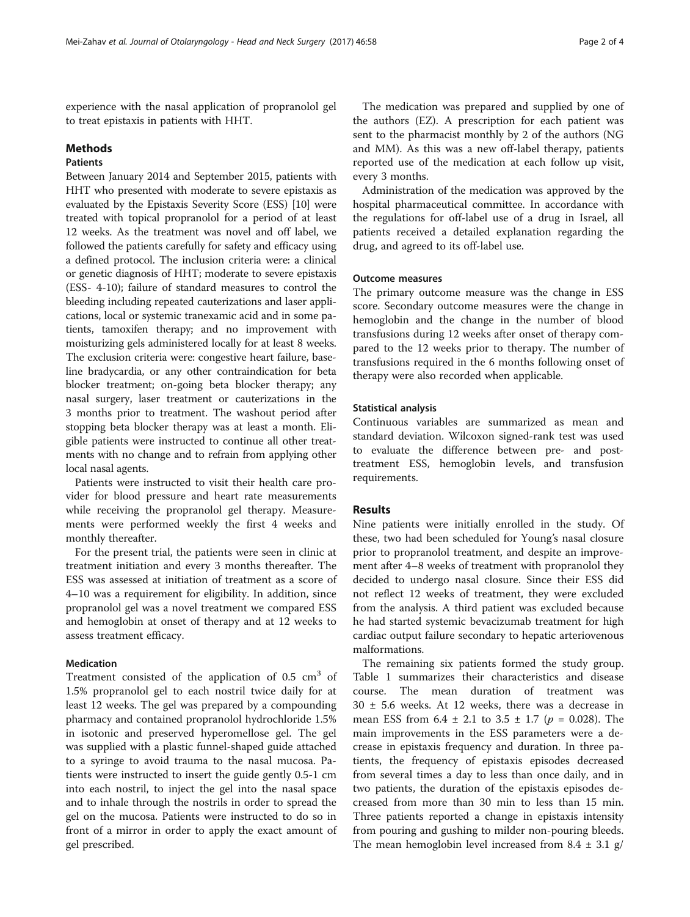experience with the nasal application of propranolol gel to treat epistaxis in patients with HHT.

## Methods

### Patients

Between January 2014 and September 2015, patients with HHT who presented with moderate to severe epistaxis as evaluated by the Epistaxis Severity Score (ESS) [10] were treated with topical propranolol for a period of at least 12 weeks. As the treatment was novel and off label, we followed the patients carefully for safety and efficacy using a defined protocol. The inclusion criteria were: a clinical or genetic diagnosis of HHT; moderate to severe epistaxis (ESS- 4-10); failure of standard measures to control the bleeding including repeated cauterizations and laser applications, local or systemic tranexamic acid and in some patients, tamoxifen therapy; and no improvement with moisturizing gels administered locally for at least 8 weeks. The exclusion criteria were: congestive heart failure, baseline bradycardia, or any other contraindication for beta blocker treatment; on-going beta blocker therapy; any nasal surgery, laser treatment or cauterizations in the 3 months prior to treatment. The washout period after stopping beta blocker therapy was at least a month. Eligible patients were instructed to continue all other treatments with no change and to refrain from applying other local nasal agents.

Patients were instructed to visit their health care provider for blood pressure and heart rate measurements while receiving the propranolol gel therapy. Measurements were performed weekly the first 4 weeks and monthly thereafter.

For the present trial, the patients were seen in clinic at treatment initiation and every 3 months thereafter. The ESS was assessed at initiation of treatment as a score of 4–10 was a requirement for eligibility. In addition, since propranolol gel was a novel treatment we compared ESS and hemoglobin at onset of therapy and at 12 weeks to assess treatment efficacy.

### Medication

Treatment consisted of the application of 0.5 $cm^3$ of 1.5% propranolol gel to each nostril twice daily for at least 12 weeks. The gel was prepared by a compounding pharmacy and contained propranolol hydrochloride 1.5% in isotonic and preserved hyperomellose gel. The gel was supplied with a plastic funnel-shaped guide attached to a syringe to avoid trauma to the nasal mucosa. Patients were instructed to insert the guide gently 0.5-1 cm into each nostril, to inject the gel into the nasal space and to inhale through the nostrils in order to spread the gel on the mucosa. Patients were instructed to do so in front of a mirror in order to apply the exact amount of gel prescribed.

The medication was prepared and supplied by one of the authors (EZ). A prescription for each patient was sent to the pharmacist monthly by 2 of the authors (NG and MM). As this was a new off-label therapy, patients reported use of the medication at each follow up visit, every 3 months.

Administration of the medication was approved by the hospital pharmaceutical committee. In accordance with the regulations for off-label use of a drug in Israel, all patients received a detailed explanation regarding the drug, and agreed to its off-label use.

### Outcome measures

The primary outcome measure was the change in ESS score. Secondary outcome measures were the change in hemoglobin and the change in the number of blood transfusions during 12 weeks after onset of therapy compared to the 12 weeks prior to therapy. The number of transfusions required in the 6 months following onset of therapy were also recorded when applicable.

### Statistical analysis

Continuous variables are summarized as mean and standard deviation. Wilcoxon signed-rank test was used to evaluate the difference between pre- and post-treatment ESS, hemoglobin levels, and transfusion requirements.

## Results

Nine patients were initially enrolled in the study. Of these, two had been scheduled for Young's nasal closure prior to propranolol treatment, and despite an improvement after 4–8 weeks of treatment with propranolol they decided to undergo nasal closure. Since their ESS did not reflect 12 weeks of treatment, they were excluded from the analysis. A third patient was excluded because he had started systemic bevacizumab treatment for high cardiac output failure secondary to hepatic arteriovenous malformations.

The remaining six patients formed the study group. Table 1 summarizes their characteristics and disease course. The mean duration of treatment was 30 ± 5.6 weeks. At 12 weeks, there was a decrease in mean ESS from 6.4 ± 2.1 to 3.5 ± 1.7 ($p = 0.028$). The main improvements in the ESS parameters were a decrease in epistaxis frequency and duration. In three patients, the frequency of epistaxis episodes decreased from several times a day to less than once daily, and in two patients, the duration of the epistaxis episodes decreased from more than 30 min to less than 15 min. Three patients reported a change in epistaxis intensity from pouring and gushing to milder non-pouring bleeds. The mean hemoglobin level increased from 8.4 ± 3.1 g/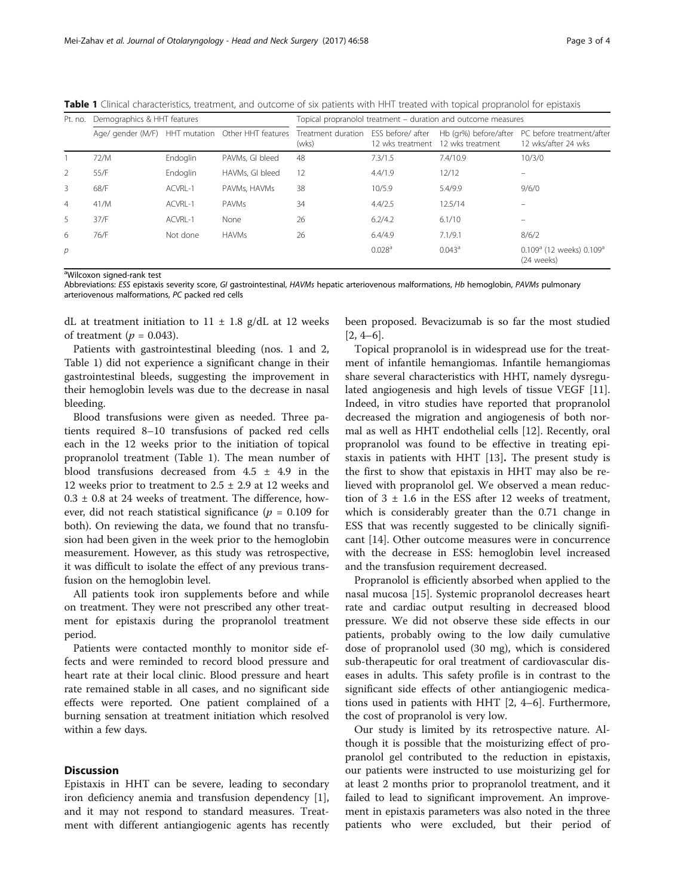**Table 1** Clinical characteristics, treatment, and outcome of six patients with HHT treated with topical propranolol for epistaxis

| Pt. no. | Demographics & HHT features | | | Topical propranolol treatment – duration and outcome measures | | | |
|---|---|---|---|---|---|---|---|
| | Age/ gender (M/F) | HHT mutation | Other HHT features | Treatment duration (wks) | ESS before/ after 12 wks treatment | Hb (gr%) before/after 12 wks treatment | PC before treatment/after 12 wks/after 24 wks |
| 1 | 72/M | Endoglin | PAVMs, GI bleed | 48 | 7.3/1.5 | 7.4/10.9 | 10/3/0 |
| 2 | 55/F | Endoglin | HAVMs, GI bleed | 12 | 4.4/1.9 | 12/12 | – |
| 3 | 68/F | ACVRL-1 | PAVMs, HAVMs | 38 | 10/5.9 | 5.4/9.9 | 9/6/0 |
| 4 | 41/M | ACVRL-1 | PAVMs | 34 | 4.4/2.5 | 12.5/14 | – |
| 5 | 37/F | ACVRL-1 | None | 26 | 6.2/4.2 | 6.1/10 | – |
| 6 | 76/F | Not done | HAVMs | 26 | 6.4/4.9 | 7.1/9.1 | 8/6/2 |
| *p* | | | | | 0.028[a] | 0.043[a] | 0.109[a] (12 weeks) 0.109[a] (24 weeks) |

[a]Wilcoxon signed-rank test

Abbreviations: *ESS* epistaxis severity score, *GI* gastrointestinal, *HAVMs* hepatic arteriovenous malformations, *Hb* hemoglobin, *PAVMs* pulmonary arteriovenous malformations, *PC* packed red cells

dL at treatment initiation to 11 ± 1.8 g/dL at 12 weeks of treatment ($p = 0.043$).

Patients with gastrointestinal bleeding (nos. 1 and 2, Table 1) did not experience a significant change in their gastrointestinal bleeds, suggesting the improvement in their hemoglobin levels was due to the decrease in nasal bleeding.

Blood transfusions were given as needed. Three patients required 8–10 transfusions of packed red cells each in the 12 weeks prior to the initiation of topical propranolol treatment (Table 1). The mean number of blood transfusions decreased from 4.5 ± 4.9 in the 12 weeks prior to treatment to 2.5 ± 2.9 at 12 weeks and 0.3 ± 0.8 at 24 weeks of treatment. The difference, however, did not reach statistical significance ($p = 0.109$ for both). On reviewing the data, we found that no transfusion had been given in the week prior to the hemoglobin measurement. However, as this study was retrospective, it was difficult to isolate the effect of any previous transfusion on the hemoglobin level.

All patients took iron supplements before and while on treatment. They were not prescribed any other treatment for epistaxis during the propranolol treatment period.

Patients were contacted monthly to monitor side effects and were reminded to record blood pressure and heart rate at their local clinic. Blood pressure and heart rate remained stable in all cases, and no significant side effects were reported. One patient complained of a burning sensation at treatment initiation which resolved within a few days.

## Discussion

Epistaxis in HHT can be severe, leading to secondary iron deficiency anemia and transfusion dependency [1], and it may not respond to standard measures. Treatment with different antiangiogenic agents has recently been proposed. Bevacizumab is so far the most studied [2, 4–6].

Topical propranolol is in widespread use for the treatment of infantile hemangiomas. Infantile hemangiomas share several characteristics with HHT, namely dysregulated angiogenesis and high levels of tissue VEGF [11]. Indeed, in vitro studies have reported that propranolol decreased the migration and angiogenesis of both normal as well as HHT endothelial cells [12]. Recently, oral propranolol was found to be effective in treating epistaxis in patients with HHT [13]**.** The present study is the first to show that epistaxis in HHT may also be relieved with propranolol gel. We observed a mean reduction of 3 ± 1.6 in the ESS after 12 weeks of treatment, which is considerably greater than the 0.71 change in ESS that was recently suggested to be clinically significant [14]. Other outcome measures were in concurrence with the decrease in ESS: hemoglobin level increased and the transfusion requirement decreased.

Propranolol is efficiently absorbed when applied to the nasal mucosa [15]. Systemic propranolol decreases heart rate and cardiac output resulting in decreased blood pressure. We did not observe these side effects in our patients, probably owing to the low daily cumulative dose of propranolol used (30 mg), which is considered sub-therapeutic for oral treatment of cardiovascular diseases in adults. This safety profile is in contrast to the significant side effects of other antiangiogenic medications used in patients with HHT [2, 4–6]. Furthermore, the cost of propranolol is very low.

Our study is limited by its retrospective nature. Although it is possible that the moisturizing effect of propranolol gel contributed to the reduction in epistaxis, our patients were instructed to use moisturizing gel for at least 2 months prior to propranolol treatment, and it failed to lead to significant improvement. An improvement in epistaxis parameters was also noted in the three patients who were excluded, but their period of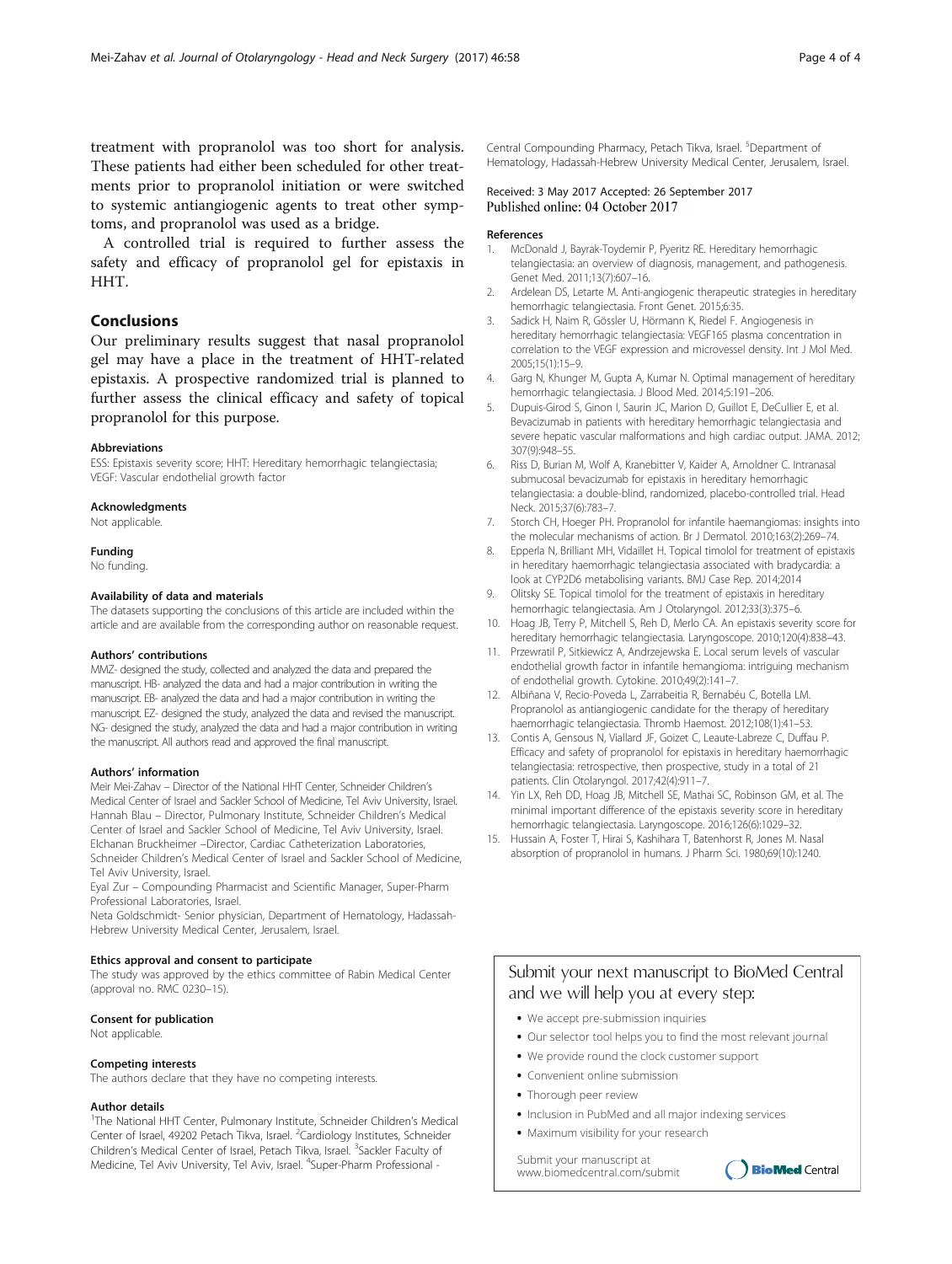treatment with propranolol was too short for analysis. These patients had either been scheduled for other treatments prior to propranolol initiation or were switched to systemic antiangiogenic agents to treat other symptoms, and propranolol was used as a bridge.

A controlled trial is required to further assess the safety and efficacy of propranolol gel for epistaxis in HHT.

## Conclusions

Our preliminary results suggest that nasal propranolol gel may have a place in the treatment of HHT-related epistaxis. A prospective randomized trial is planned to further assess the clinical efficacy and safety of topical propranolol for this purpose.

#### Abbreviations

ESS: Epistaxis severity score; HHT: Hereditary hemorrhagic telangiectasia; VEGF: Vascular endothelial growth factor

#### Acknowledgments

Not applicable.

#### Funding

No funding.

#### Availability of data and materials

The datasets supporting the conclusions of this article are included within the article and are available from the corresponding author on reasonable request.

#### Authors' contributions

MMZ- designed the study, collected and analyzed the data and prepared the manuscript. HB- analyzed the data and had a major contribution in writing the manuscript. EB- analyzed the data and had a major contribution in writing the manuscript. EZ- designed the study, analyzed the data and revised the manuscript. NG- designed the study, analyzed the data and had a major contribution in writing the manuscript. All authors read and approved the final manuscript.

#### Authors' information

Meir Mei-Zahav – Director of the National HHT Center, Schneider Children's Medical Center of Israel and Sackler School of Medicine, Tel Aviv University, Israel. Hannah Blau – Director, Pulmonary Institute, Schneider Children's Medical Center of Israel and Sackler School of Medicine, Tel Aviv University, Israel. Elchanan Bruckheimer –Director, Cardiac Catheterization Laboratories, Schneider Children's Medical Center of Israel and Sackler School of Medicine, Tel Aviv University, Israel.

Eyal Zur – Compounding Pharmacist and Scientific Manager, Super-Pharm Professional Laboratories, Israel.

Neta Goldschmidt- Senior physician, Department of Hematology, Hadassah-Hebrew University Medical Center, Jerusalem, Israel.

#### Ethics approval and consent to participate

The study was approved by the ethics committee of Rabin Medical Center (approval no. RMC 0230–15).

#### Consent for publication

Not applicable.

#### Competing interests

The authors declare that they have no competing interests.

#### Author details

[1]The National HHT Center, Pulmonary Institute, Schneider Children's Medical Center of Israel, 49202 Petach Tikva, Israel. [2]Cardiology Institutes, Schneider Children's Medical Center of Israel, Petach Tikva, Israel. [3]Sackler Faculty of Medicine, Tel Aviv University, Tel Aviv, Israel. [4]Super-Pharm Professional - Central Compounding Pharmacy, Petach Tikva, Israel. [5]Department of Hematology, Hadassah-Hebrew University Medical Center, Jerusalem, Israel.

Received: 3 May 2017 Accepted: 26 September 2017
Published online: 04 October 2017

#### References

1. McDonald J, Bayrak-Toydemir P, Pyeritz RE. Hereditary hemorrhagic telangiectasia: an overview of diagnosis, management, and pathogenesis. Genet Med. 2011;13(7):607–16.
2. Ardelean DS, Letarte M. Anti-angiogenic therapeutic strategies in hereditary hemorrhagic telangiectasia. Front Genet. 2015;6:35.
3. Sadick H, Naim R, Gössler U, Hörmann K, Riedel F. Angiogenesis in hereditary hemorrhagic telangiectasia: VEGF165 plasma concentration in correlation to the VEGF expression and microvessel density. Int J Mol Med. 2005;15(1):15–9.
4. Garg N, Khunger M, Gupta A, Kumar N. Optimal management of hereditary hemorrhagic telangiectasia. J Blood Med. 2014;5:191–206.
5. Dupuis-Girod S, Ginon I, Saurin JC, Marion D, Guillot E, DeCullier E, et al. Bevacizumab in patients with hereditary hemorrhagic telangiectasia and severe hepatic vascular malformations and high cardiac output. JAMA. 2012; 307(9):948–55.
6. Riss D, Burian M, Wolf A, Kranebitter V, Kaider A, Arnoldner C. Intranasal submucosal bevacizumab for epistaxis in hereditary hemorrhagic telangiectasia: a double-blind, randomized, placebo-controlled trial. Head Neck. 2015;37(6):783–7.
7. Storch CH, Hoeger PH. Propranolol for infantile haemangiomas: insights into the molecular mechanisms of action. Br J Dermatol. 2010;163(2):269–74.
8. Epperla N, Brilliant MH, Vidaillet H. Topical timolol for treatment of epistaxis in hereditary haemorrhagic telangiectasia associated with bradycardia: a look at CYP2D6 metabolising variants. BMJ Case Rep. 2014;2014
9. Olitsky SE. Topical timolol for the treatment of epistaxis in hereditary hemorrhagic telangiectasia. Am J Otolaryngol. 2012;33(3):375–6.
10. Hoag JB, Terry P, Mitchell S, Reh D, Merlo CA. An epistaxis severity score for hereditary hemorrhagic telangiectasia. Laryngoscope. 2010;120(4):838–43.
11. Przewratil P, Sitkiewicz A, Andrzejewska E. Local serum levels of vascular endothelial growth factor in infantile hemangioma: intriguing mechanism of endothelial growth. Cytokine. 2010;49(2):141–7.
12. Albiñana V, Recio-Poveda L, Zarrabeitia R, Bernabéu C, Botella LM. Propranolol as antiangiogenic candidate for the therapy of hereditary haemorrhagic telangiectasia. Thromb Haemost. 2012;108(1):41–53.
13. Contis A, Gensous N, Viallard JF, Goizet C, Leaute-Labreze C, Duffau P. Efficacy and safety of propranolol for epistaxis in hereditary haemorrhagic telangiectasia: retrospective, then prospective, study in a total of 21 patients. Clin Otolaryngol. 2017;42(4):911–7.
14. Yin LX, Reh DD, Hoag JB, Mitchell SE, Mathai SC, Robinson GM, et al. The minimal important difference of the epistaxis severity score in hereditary hemorrhagic telangiectasia. Laryngoscope. 2016;126(6):1029–32.
15. Hussain A, Foster T, Hirai S, Kashihara T, Batenhorst R, Jones M. Nasal absorption of propranolol in humans. J Pharm Sci. 1980;69(10):1240.